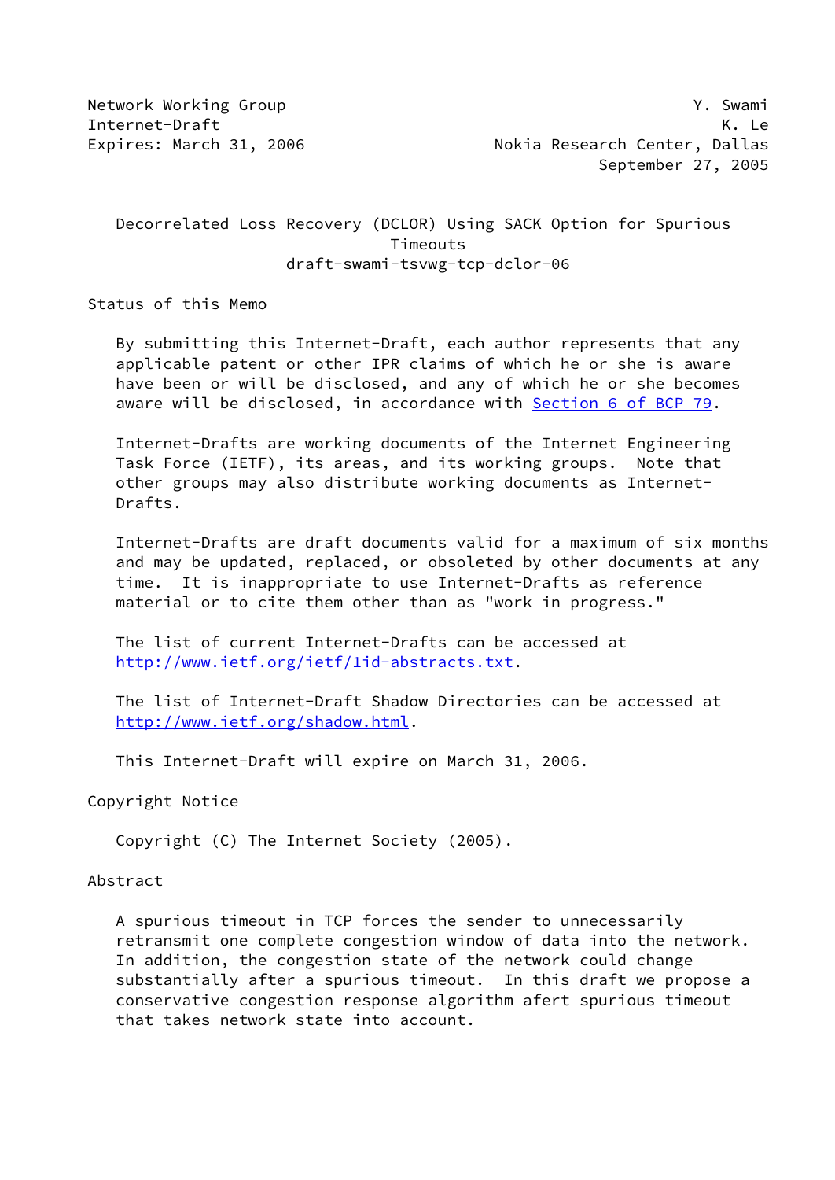Network Working Group Y. Swami
Internet-Draft K. Le
Expires: March 31, 2006 Nokia Research Center, Dallas
September 27, 2005

# Decorrelated Loss Recovery (DCLOR) Using SACK Option for Spurious Timeouts

draft-swami-tsvwg-tcp-dclor-06

## Status of this Memo

By submitting this Internet-Draft, each author represents that any applicable patent or other IPR claims of which he or she is aware have been or will be disclosed, and any of which he or she becomes aware will be disclosed, in accordance with Section 6 of BCP 79.

Internet-Drafts are working documents of the Internet Engineering Task Force (IETF), its areas, and its working groups. Note that other groups may also distribute working documents as Internet-Drafts.

Internet-Drafts are draft documents valid for a maximum of six months and may be updated, replaced, or obsoleted by other documents at any time. It is inappropriate to use Internet-Drafts as reference material or to cite them other than as "work in progress."

The list of current Internet-Drafts can be accessed at http://www.ietf.org/ietf/1id-abstracts.txt.

The list of Internet-Draft Shadow Directories can be accessed at http://www.ietf.org/shadow.html.

This Internet-Draft will expire on March 31, 2006.

## Copyright Notice

Copyright (C) The Internet Society (2005).

## Abstract

A spurious timeout in TCP forces the sender to unnecessarily retransmit one complete congestion window of data into the network. In addition, the congestion state of the network could change substantially after a spurious timeout. In this draft we propose a conservative congestion response algorithm afert spurious timeout that takes network state into account.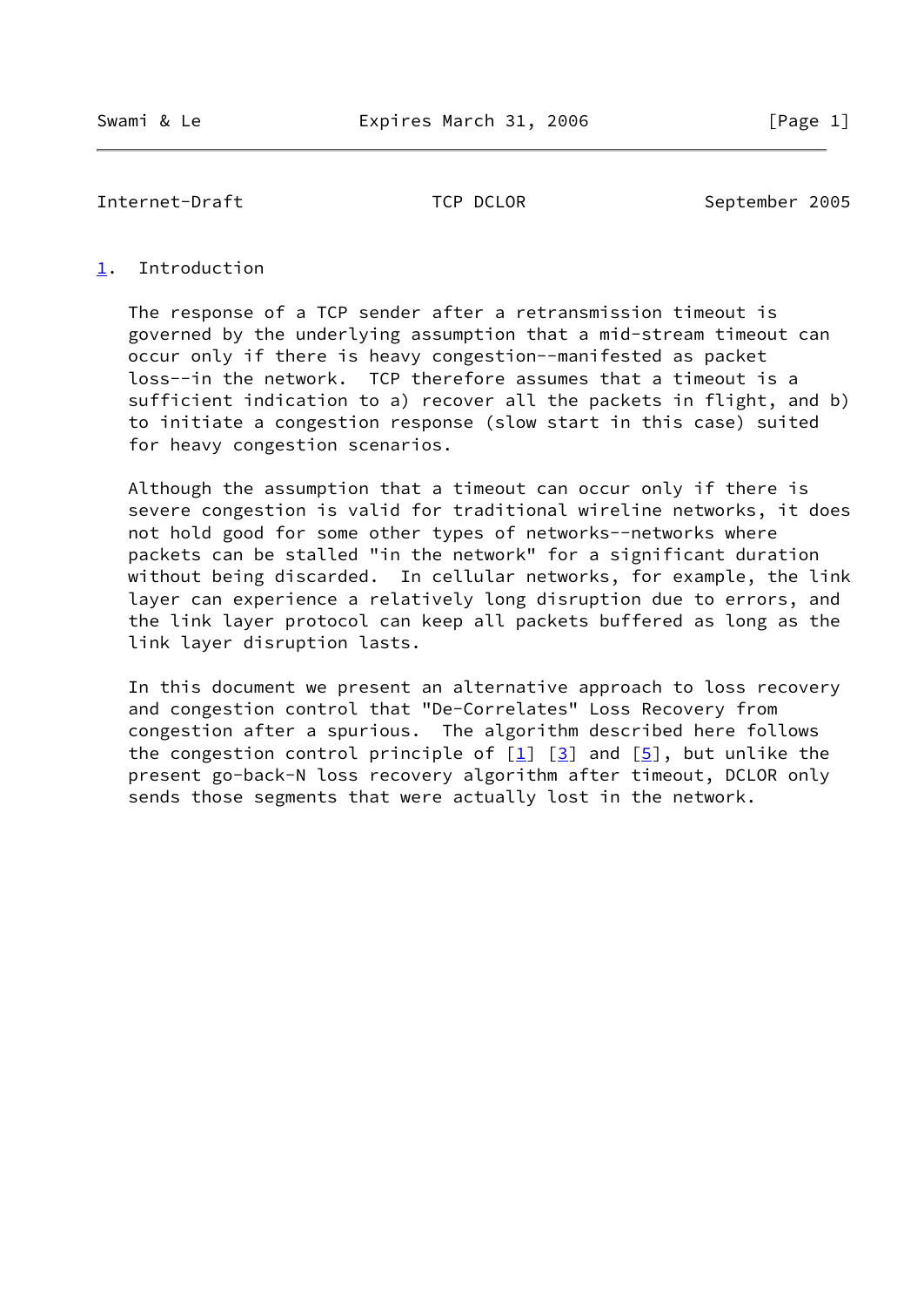## 1. Introduction

The response of a TCP sender after a retransmission timeout is governed by the underlying assumption that a mid-stream timeout can occur only if there is heavy congestion--manifested as packet loss--in the network. TCP therefore assumes that a timeout is a sufficient indication to a) recover all the packets in flight, and b) to initiate a congestion response (slow start in this case) suited for heavy congestion scenarios.

Although the assumption that a timeout can occur only if there is severe congestion is valid for traditional wireline networks, it does not hold good for some other types of networks--networks where packets can be stalled "in the network" for a significant duration without being discarded. In cellular networks, for example, the link layer can experience a relatively long disruption due to errors, and the link layer protocol can keep all packets buffered as long as the link layer disruption lasts.

In this document we present an alternative approach to loss recovery and congestion control that "De-Correlates" Loss Recovery from congestion after a spurious. The algorithm described here follows the congestion control principle of [1] [3] and [5], but unlike the present go-back-N loss recovery algorithm after timeout, DCLOR only sends those segments that were actually lost in the network.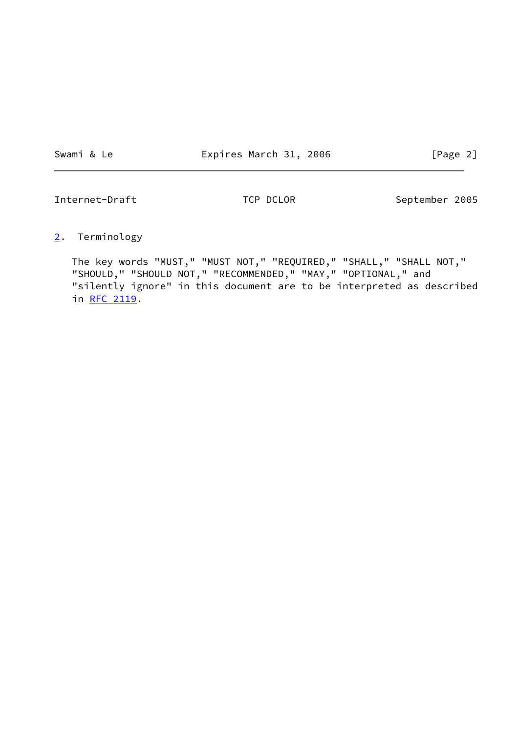## 2. Terminology

The key words "MUST," "MUST NOT," "REQUIRED," "SHALL," "SHALL NOT," "SHOULD," "SHOULD NOT," "RECOMMENDED," "MAY," "OPTIONAL," and "silently ignore" in this document are to be interpreted as described in RFC 2119.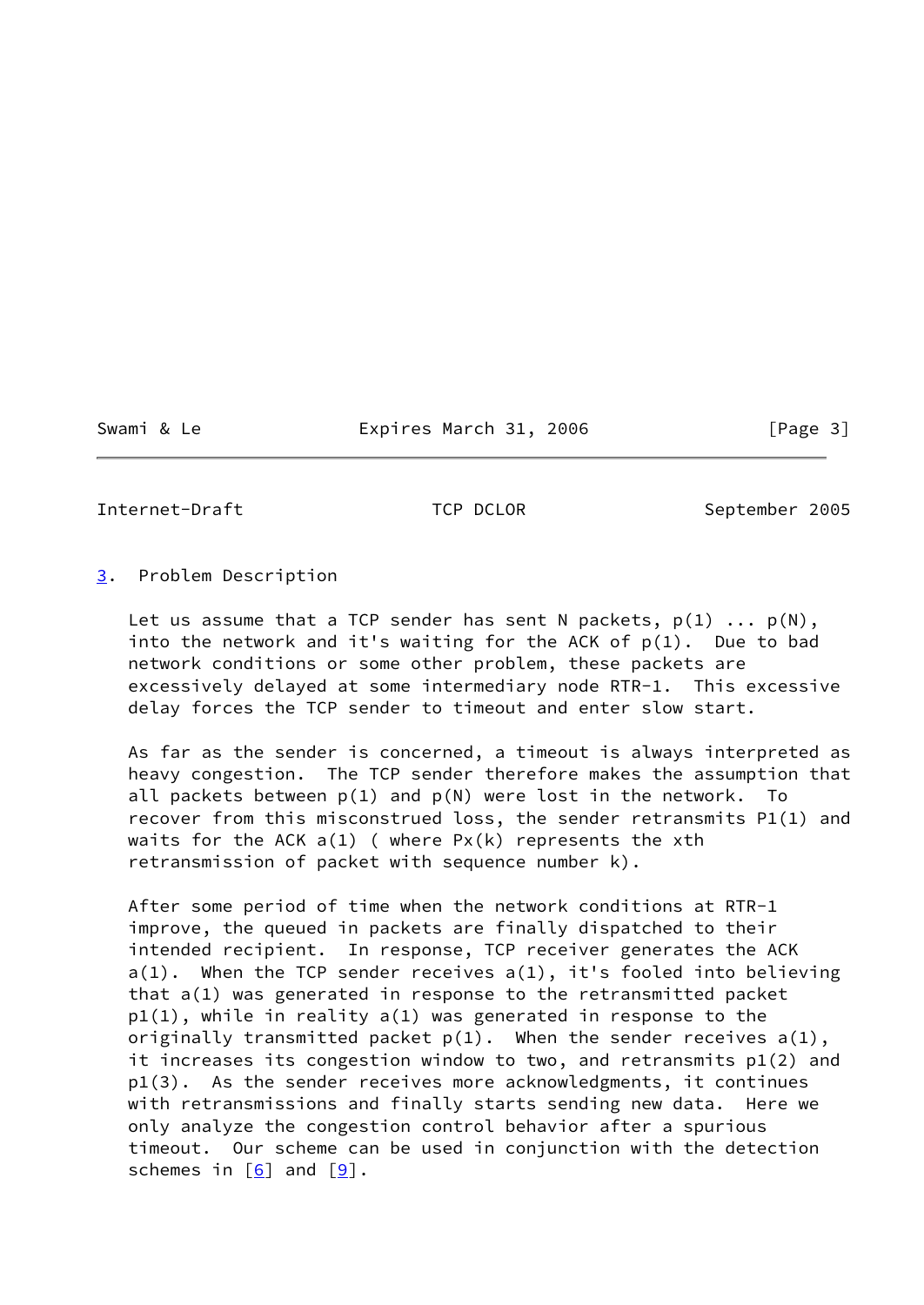## 3. Problem Description

Let us assume that a TCP sender has sent N packets, p(1) ... p(N), into the network and it's waiting for the ACK of p(1). Due to bad network conditions or some other problem, these packets are excessively delayed at some intermediary node RTR-1. This excessive delay forces the TCP sender to timeout and enter slow start.

As far as the sender is concerned, a timeout is always interpreted as heavy congestion. The TCP sender therefore makes the assumption that all packets between p(1) and p(N) were lost in the network. To recover from this misconstrued loss, the sender retransmits P1(1) and waits for the ACK a(1) ( where Px(k) represents the xth retransmission of packet with sequence number k).

After some period of time when the network conditions at RTR-1 improve, the queued in packets are finally dispatched to their intended recipient. In response, TCP receiver generates the ACK a(1). When the TCP sender receives a(1), it's fooled into believing that a(1) was generated in response to the retransmitted packet p1(1), while in reality a(1) was generated in response to the originally transmitted packet p(1). When the sender receives a(1), it increases its congestion window to two, and retransmits p1(2) and p1(3). As the sender receives more acknowledgments, it continues with retransmissions and finally starts sending new data. Here we only analyze the congestion control behavior after a spurious timeout. Our scheme can be used in conjunction with the detection schemes in [6] and [9].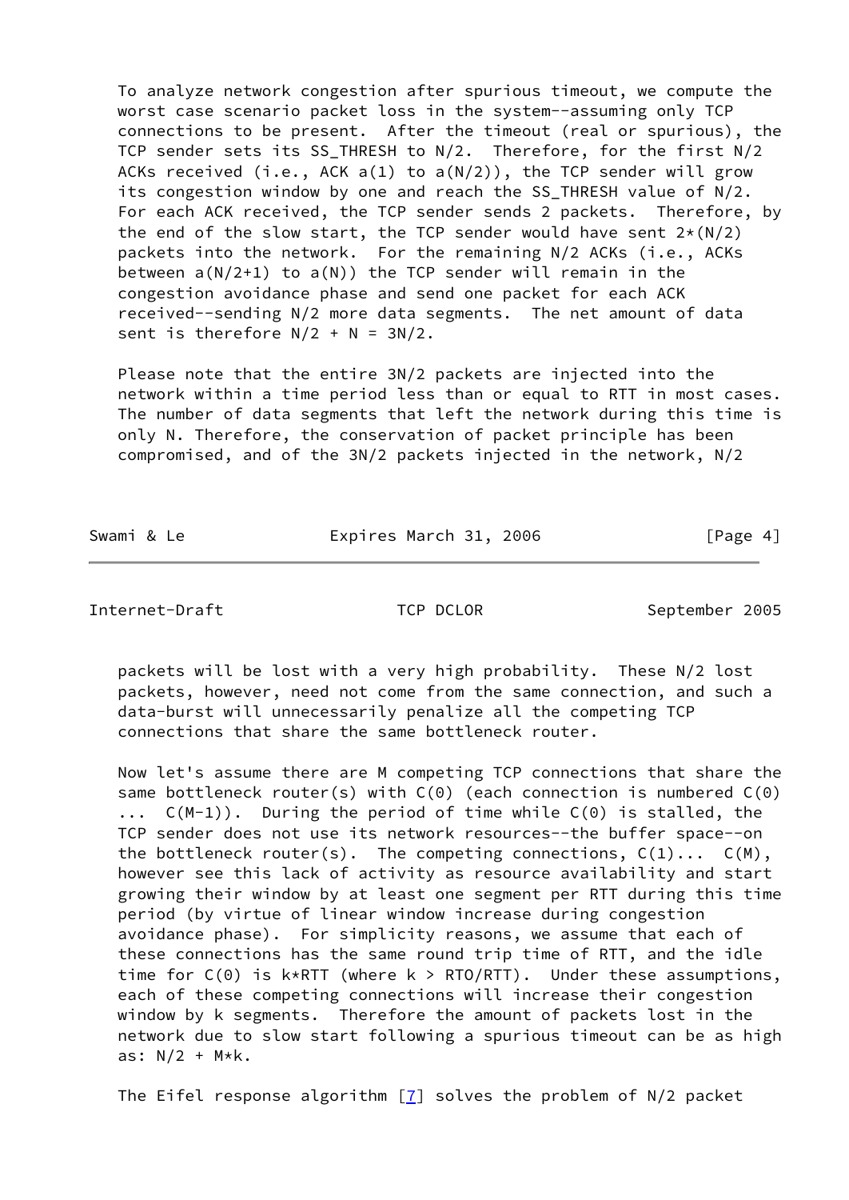To analyze network congestion after spurious timeout, we compute the worst case scenario packet loss in the system--assuming only TCP connections to be present. After the timeout (real or spurious), the TCP sender sets its SS_THRESH to $N/2$. Therefore, for the first $N/2$ ACKs received (i.e., ACK $a(1)$ to $a(N/2)$), the TCP sender will grow its congestion window by one and reach the SS_THRESH value of $N/2$. For each ACK received, the TCP sender sends 2 packets. Therefore, by the end of the slow start, the TCP sender would have sent $2*(N/2)$ packets into the network. For the remaining $N/2$ ACKs (i.e., ACKs between $a(N/2+1)$ to $a(N)$) the TCP sender will remain in the congestion avoidance phase and send one packet for each ACK received--sending $N/2$ more data segments. The net amount of data sent is therefore $N/2 + N = 3N/2$.

Please note that the entire $3N/2$ packets are injected into the network within a time period less than or equal to RTT in most cases. The number of data segments that left the network during this time is only N. Therefore, the conservation of packet principle has been compromised, and of the $3N/2$ packets injected in the network, $N/2$ packets will be lost with a very high probability. These $N/2$ lost packets, however, need not come from the same connection, and such a data-burst will unnecessarily penalize all the competing TCP connections that share the same bottleneck router.

Now let's assume there are M competing TCP connections that share the same bottleneck router(s) with $C(0)$ (each connection is numbered $C(0)$ ... $C(M-1)$). During the period of time while $C(0)$ is stalled, the TCP sender does not use its network resources--the buffer space--on the bottleneck router(s). The competing connections, $C(1)$... $C(M)$, however see this lack of activity as resource availability and start growing their window by at least one segment per RTT during this time period (by virtue of linear window increase during congestion avoidance phase). For simplicity reasons, we assume that each of these connections has the same round trip time of RTT, and the idle time for $C(0)$ is $k*RTT$ (where $k > RTO/RTT$). Under these assumptions, each of these competing connections will increase their congestion window by k segments. Therefore the amount of packets lost in the network due to slow start following a spurious timeout can be as high as: $N/2 + M*k$.

The Eifel response algorithm [7] solves the problem of $N/2$ packet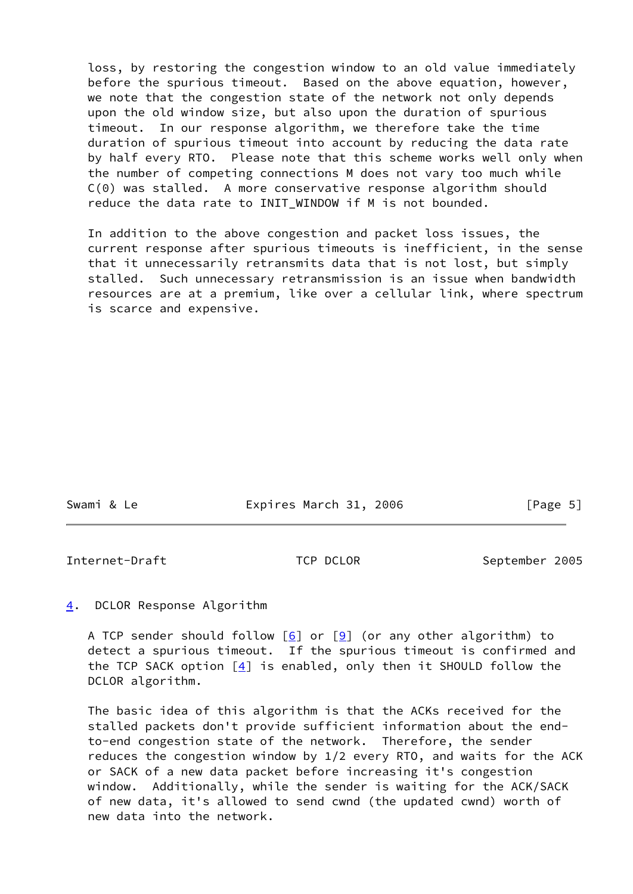loss, by restoring the congestion window to an old value immediately before the spurious timeout. Based on the above equation, however, we note that the congestion state of the network not only depends upon the old window size, but also upon the duration of spurious timeout. In our response algorithm, we therefore take the time duration of spurious timeout into account by reducing the data rate by half every RTO. Please note that this scheme works well only when the number of competing connections M does not vary too much while C(0) was stalled. A more conservative response algorithm should reduce the data rate to INIT_WINDOW if M is not bounded.

In addition to the above congestion and packet loss issues, the current response after spurious timeouts is inefficient, in the sense that it unnecessarily retransmits data that is not lost, but simply stalled. Such unnecessary retransmission is an issue when bandwidth resources are at a premium, like over a cellular link, where spectrum is scarce and expensive.

## 4. DCLOR Response Algorithm

A TCP sender should follow [6] or [9] (or any other algorithm) to detect a spurious timeout. If the spurious timeout is confirmed and the TCP SACK option [4] is enabled, only then it SHOULD follow the DCLOR algorithm.

The basic idea of this algorithm is that the ACKs received for the stalled packets don't provide sufficient information about the end-to-end congestion state of the network. Therefore, the sender reduces the congestion window by 1/2 every RTO, and waits for the ACK or SACK of a new data packet before increasing it's congestion window. Additionally, while the sender is waiting for the ACK/SACK of new data, it's allowed to send cwnd (the updated cwnd) worth of new data into the network.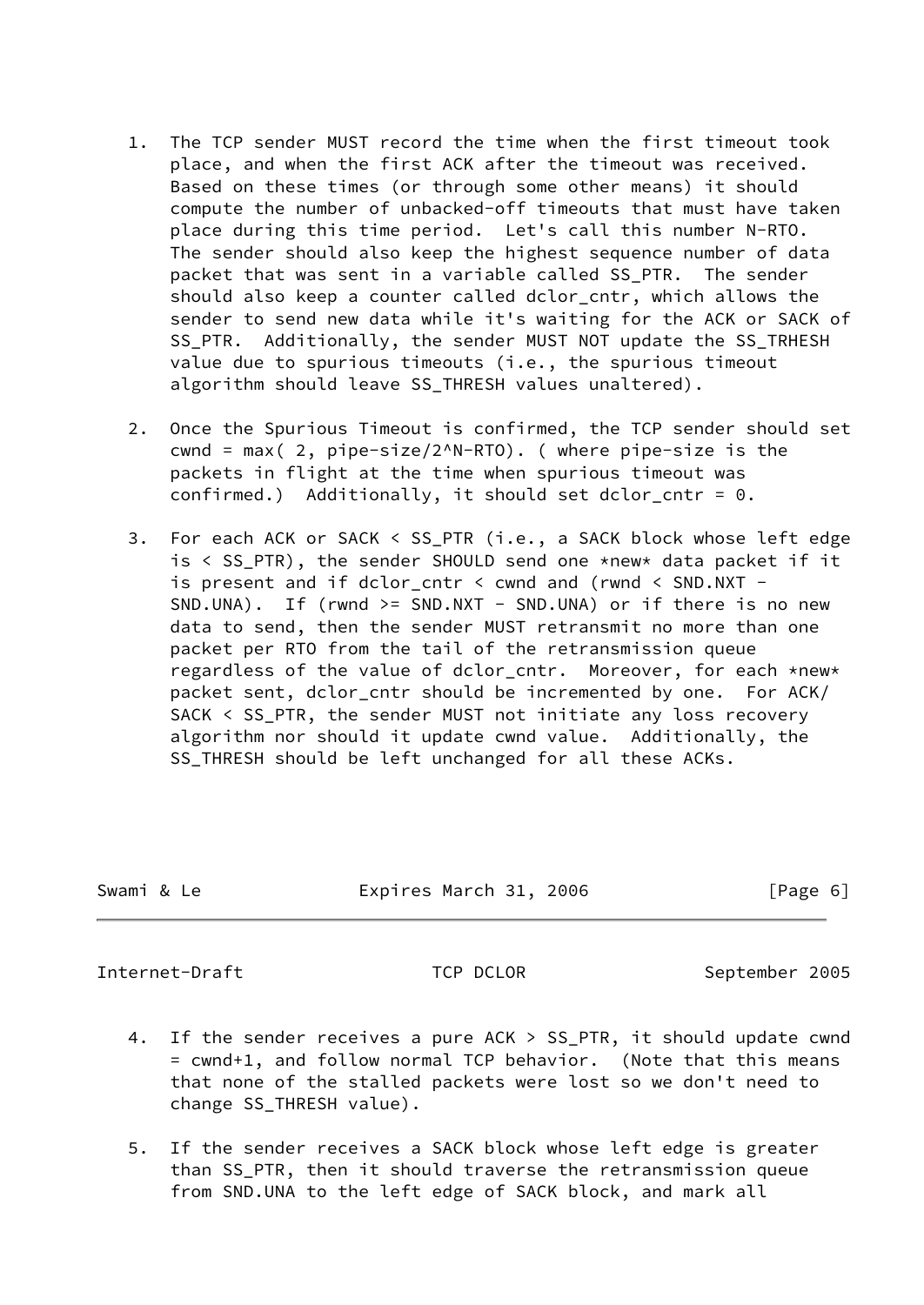1. The TCP sender MUST record the time when the first timeout took place, and when the first ACK after the timeout was received. Based on these times (or through some other means) it should compute the number of unbacked-off timeouts that must have taken place during this time period. Let's call this number N-RTO. The sender should also keep the highest sequence number of data packet that was sent in a variable called SS_PTR. The sender should also keep a counter called dclor_cntr, which allows the sender to send new data while it's waiting for the ACK or SACK of SS_PTR. Additionally, the sender MUST NOT update the SS_TRHESH value due to spurious timeouts (i.e., the spurious timeout algorithm should leave SS_THRESH values unaltered).

2. Once the Spurious Timeout is confirmed, the TCP sender should set cwnd = max( 2, pipe-size/2^N-RTO). ( where pipe-size is the packets in flight at the time when spurious timeout was confirmed.) Additionally, it should set dclor_cntr = 0.

3. For each ACK or SACK < SS_PTR (i.e., a SACK block whose left edge is < SS_PTR), the sender SHOULD send one *new* data packet if it is present and if dclor_cntr < cwnd and (rwnd < SND.NXT - SND.UNA). If (rwnd >= SND.NXT - SND.UNA) or if there is no new data to send, then the sender MUST retransmit no more than one packet per RTO from the tail of the retransmission queue regardless of the value of dclor_cntr. Moreover, for each *new* packet sent, dclor_cntr should be incremented by one. For ACK/SACK < SS_PTR, the sender MUST not initiate any loss recovery algorithm nor should it update cwnd value. Additionally, the SS_THRESH should be left unchanged for all these ACKs.

4. If the sender receives a pure ACK > SS_PTR, it should update cwnd = cwnd+1, and follow normal TCP behavior. (Note that this means that none of the stalled packets were lost so we don't need to change SS_THRESH value).

5. If the sender receives a SACK block whose left edge is greater than SS_PTR, then it should traverse the retransmission queue from SND.UNA to the left edge of SACK block, and mark all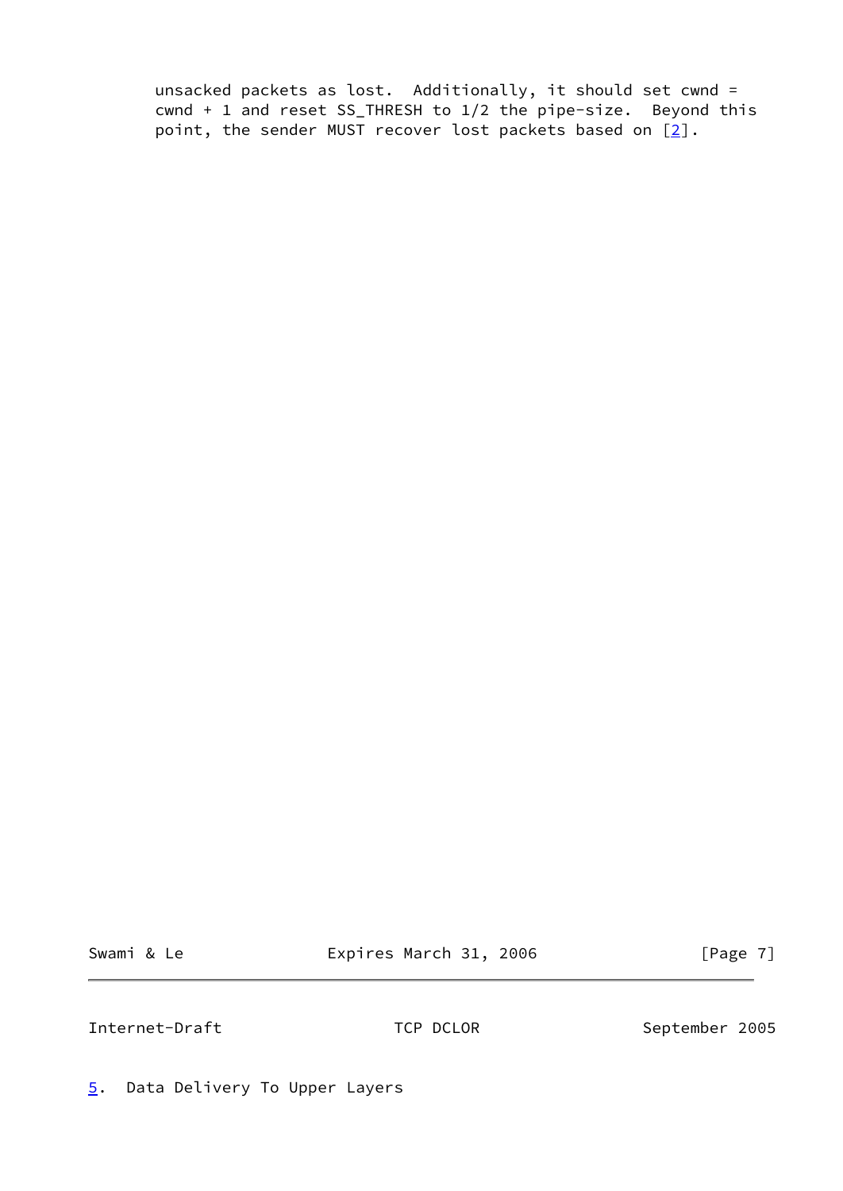unsacked packets as lost. Additionally, it should set cwnd = cwnd + 1 and reset SS_THRESH to 1/2 the pipe-size. Beyond this point, the sender MUST recover lost packets based on [2].

## 5. Data Delivery To Upper Layers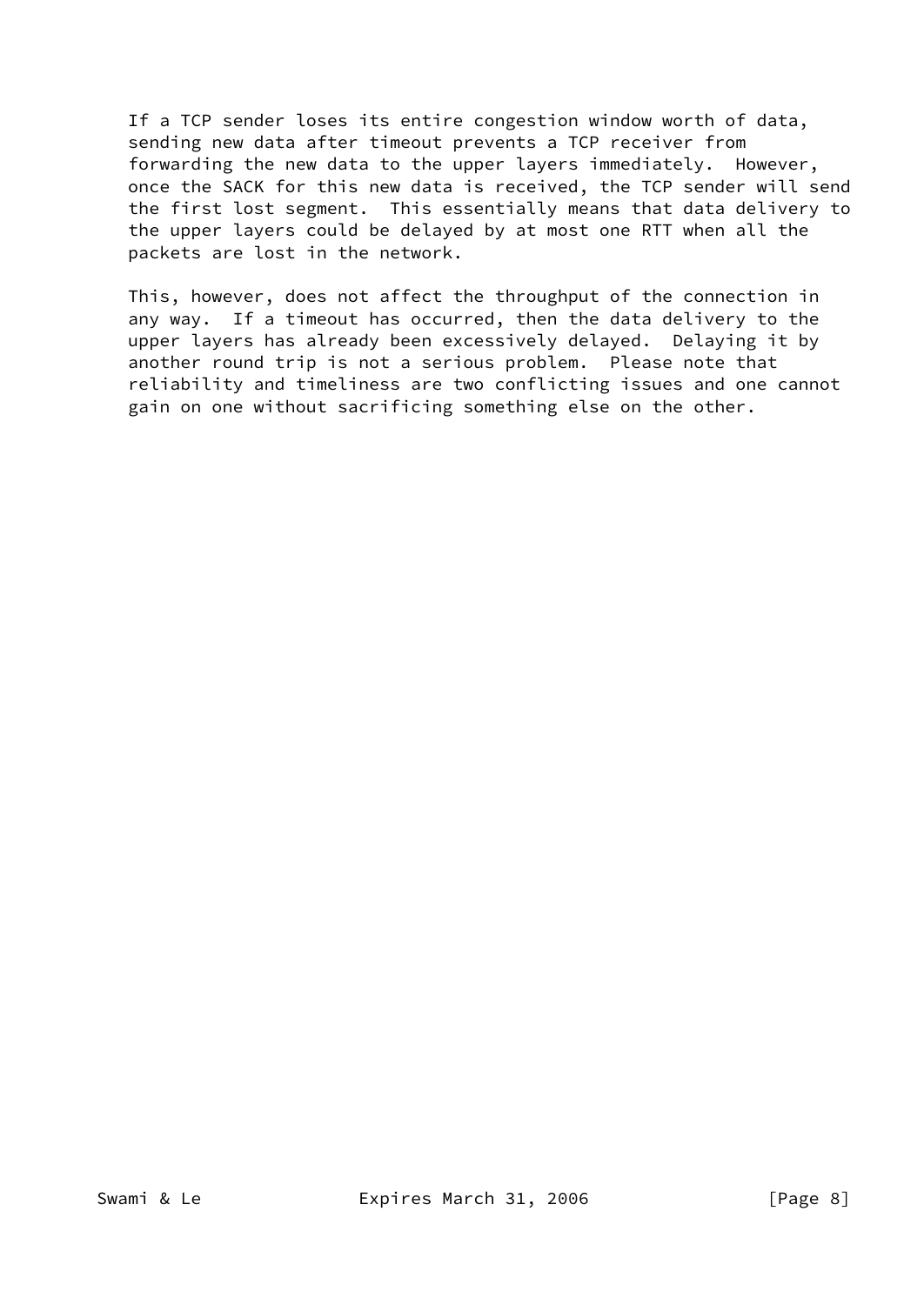If a TCP sender loses its entire congestion window worth of data, sending new data after timeout prevents a TCP receiver from forwarding the new data to the upper layers immediately. However, once the SACK for this new data is received, the TCP sender will send the first lost segment. This essentially means that data delivery to the upper layers could be delayed by at most one RTT when all the packets are lost in the network.

This, however, does not affect the throughput of the connection in any way. If a timeout has occurred, then the data delivery to the upper layers has already been excessively delayed. Delaying it by another round trip is not a serious problem. Please note that reliability and timeliness are two conflicting issues and one cannot gain on one without sacrificing something else on the other.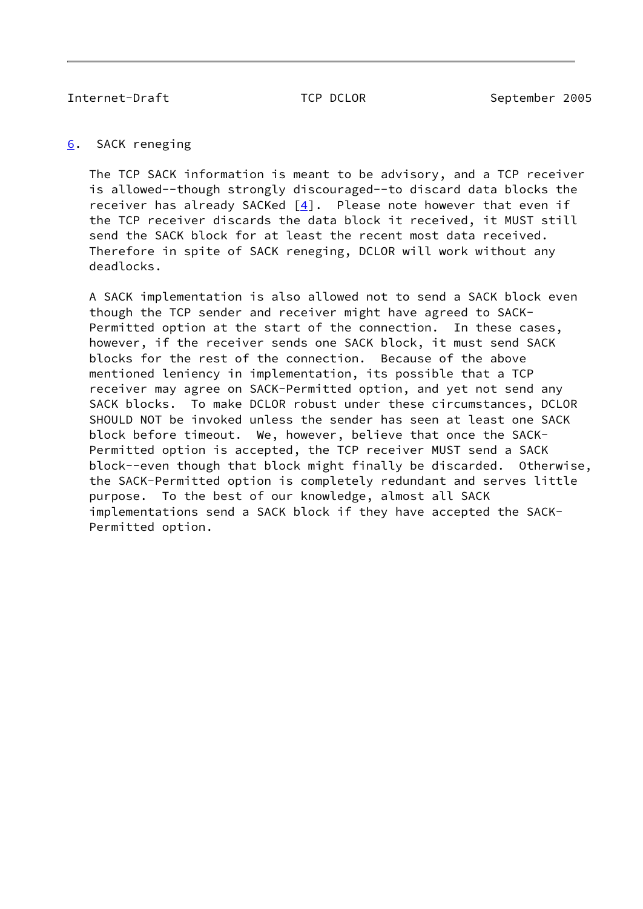## 6. SACK reneging

The TCP SACK information is meant to be advisory, and a TCP receiver is allowed--though strongly discouraged--to discard data blocks the receiver has already SACKed [4]. Please note however that even if the TCP receiver discards the data block it received, it MUST still send the SACK block for at least the recent most data received. Therefore in spite of SACK reneging, DCLOR will work without any deadlocks.

A SACK implementation is also allowed not to send a SACK block even though the TCP sender and receiver might have agreed to SACK-Permitted option at the start of the connection. In these cases, however, if the receiver sends one SACK block, it must send SACK blocks for the rest of the connection. Because of the above mentioned leniency in implementation, its possible that a TCP receiver may agree on SACK-Permitted option, and yet not send any SACK blocks. To make DCLOR robust under these circumstances, DCLOR SHOULD NOT be invoked unless the sender has seen at least one SACK block before timeout. We, however, believe that once the SACK-Permitted option is accepted, the TCP receiver MUST send a SACK block--even though that block might finally be discarded. Otherwise, the SACK-Permitted option is completely redundant and serves little purpose. To the best of our knowledge, almost all SACK implementations send a SACK block if they have accepted the SACK-Permitted option.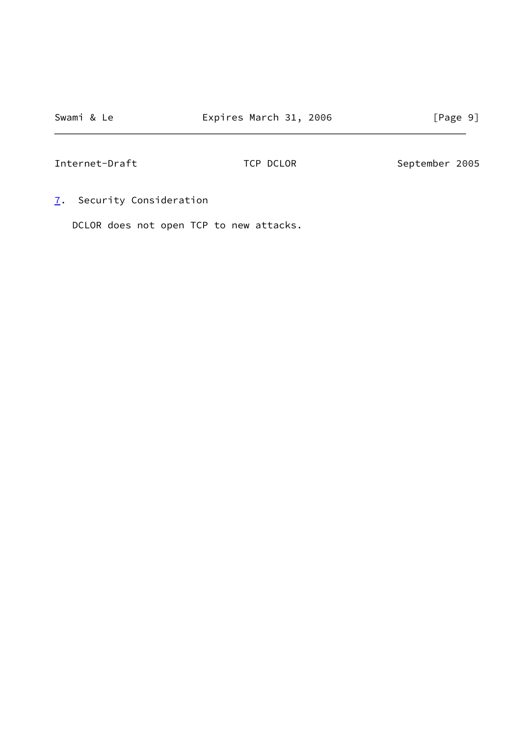## 7. Security Consideration

DCLOR does not open TCP to new attacks.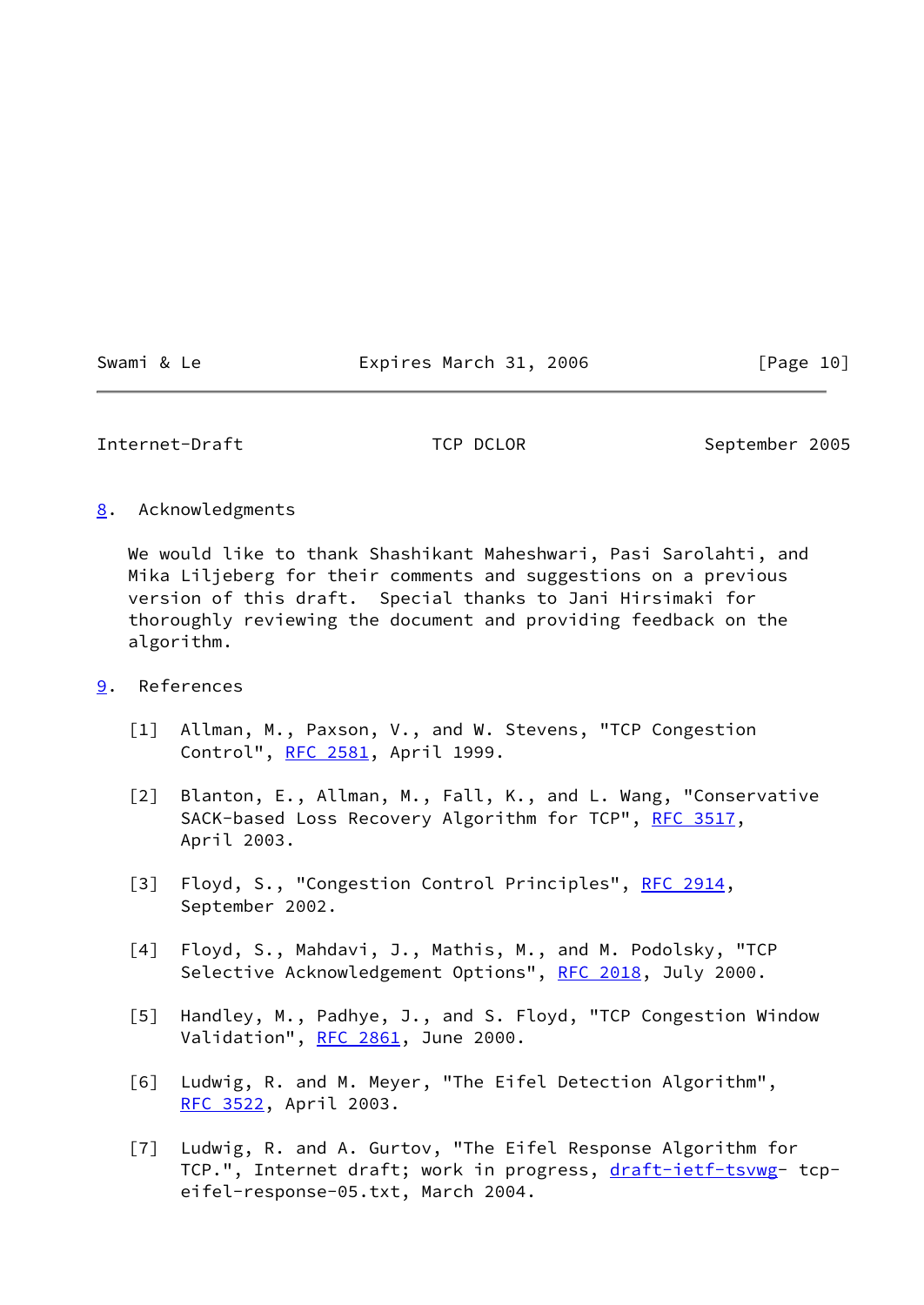## 8. Acknowledgments

We would like to thank Shashikant Maheshwari, Pasi Sarolahti, and Mika Liljeberg for their comments and suggestions on a previous version of this draft. Special thanks to Jani Hirsimaki for thoroughly reviewing the document and providing feedback on the algorithm.

## 9. References

[1] Allman, M., Paxson, V., and W. Stevens, "TCP Congestion Control", RFC 2581, April 1999.

[2] Blanton, E., Allman, M., Fall, K., and L. Wang, "Conservative SACK-based Loss Recovery Algorithm for TCP", RFC 3517, April 2003.

[3] Floyd, S., "Congestion Control Principles", RFC 2914, September 2002.

[4] Floyd, S., Mahdavi, J., Mathis, M., and M. Podolsky, "TCP Selective Acknowledgement Options", RFC 2018, July 2000.

[5] Handley, M., Padhye, J., and S. Floyd, "TCP Congestion Window Validation", RFC 2861, June 2000.

[6] Ludwig, R. and M. Meyer, "The Eifel Detection Algorithm", RFC 3522, April 2003.

[7] Ludwig, R. and A. Gurtov, "The Eifel Response Algorithm for TCP.", Internet draft; work in progress, draft-ietf-tsvwg- tcp-eifel-response-05.txt, March 2004.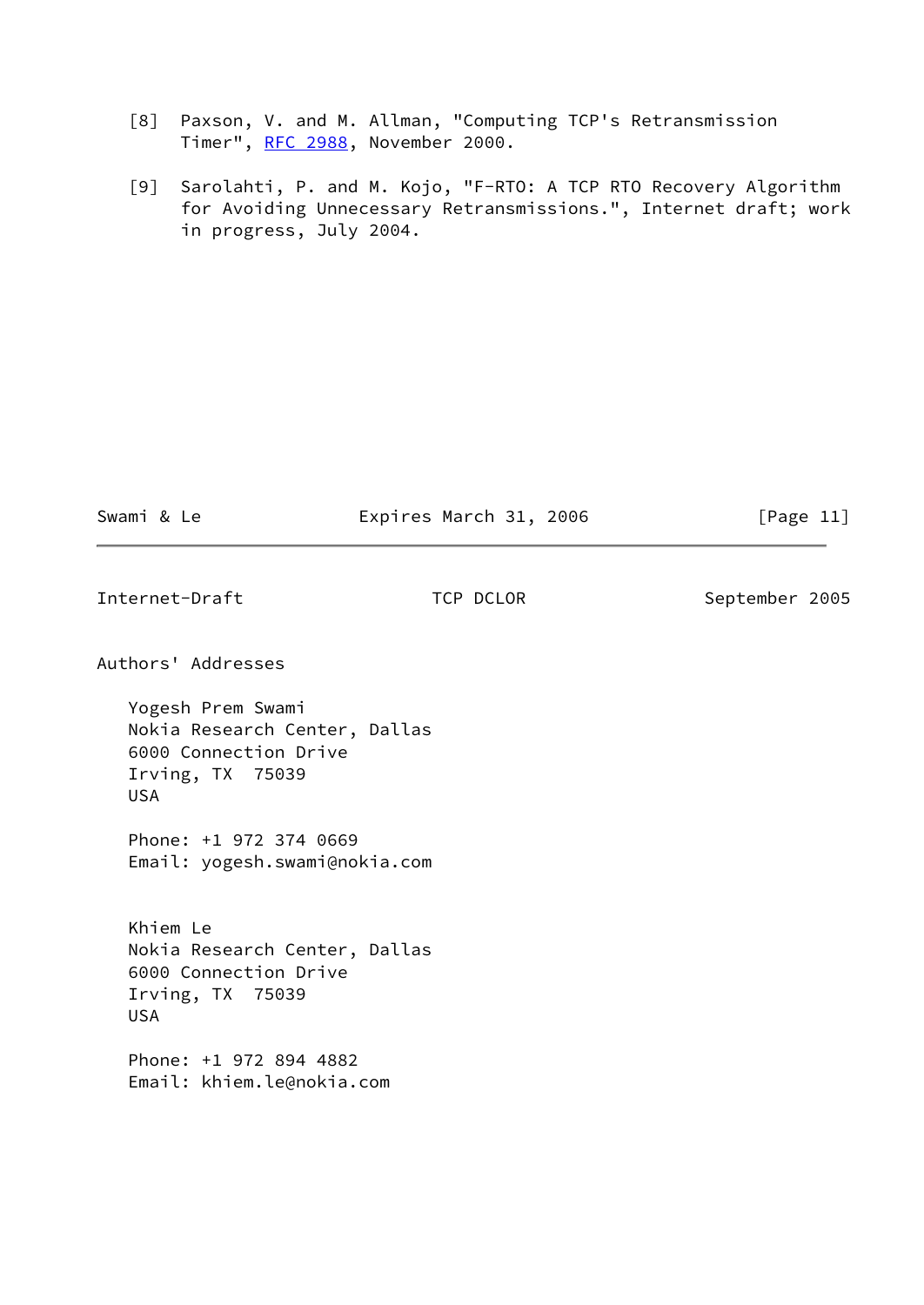[8] Paxson, V. and M. Allman, "Computing TCP's Retransmission Timer", RFC 2988, November 2000.

[9] Sarolahti, P. and M. Kojo, "F-RTO: A TCP RTO Recovery Algorithm for Avoiding Unnecessary Retransmissions.", Internet draft; work in progress, July 2004.

## Authors' Addresses

Yogesh Prem Swami
Nokia Research Center, Dallas
6000 Connection Drive
Irving, TX 75039
USA

Phone: +1 972 374 0669
Email: yogesh.swami@nokia.com

Khiem Le
Nokia Research Center, Dallas
6000 Connection Drive
Irving, TX 75039
USA

Phone: +1 972 894 4882
Email: khiem.le@nokia.com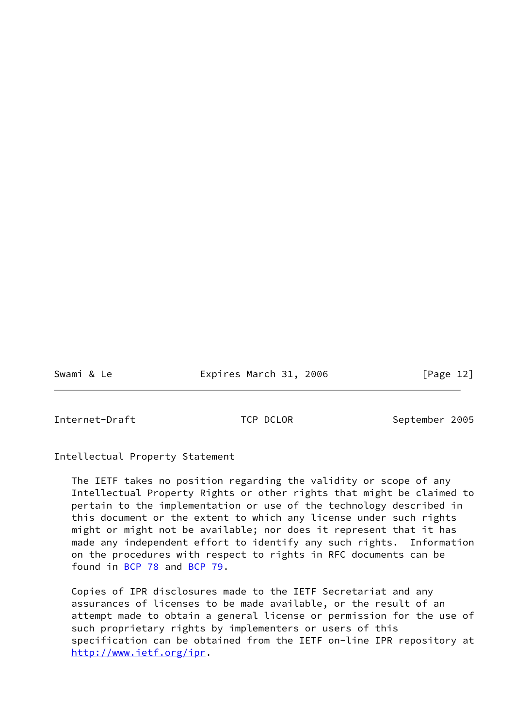## Intellectual Property Statement

The IETF takes no position regarding the validity or scope of any Intellectual Property Rights or other rights that might be claimed to pertain to the implementation or use of the technology described in this document or the extent to which any license under such rights might or might not be available; nor does it represent that it has made any independent effort to identify any such rights. Information on the procedures with respect to rights in RFC documents can be found in BCP 78 and BCP 79.

Copies of IPR disclosures made to the IETF Secretariat and any assurances of licenses to be made available, or the result of an attempt made to obtain a general license or permission for the use of such proprietary rights by implementers or users of this specification can be obtained from the IETF on-line IPR repository at http://www.ietf.org/ipr.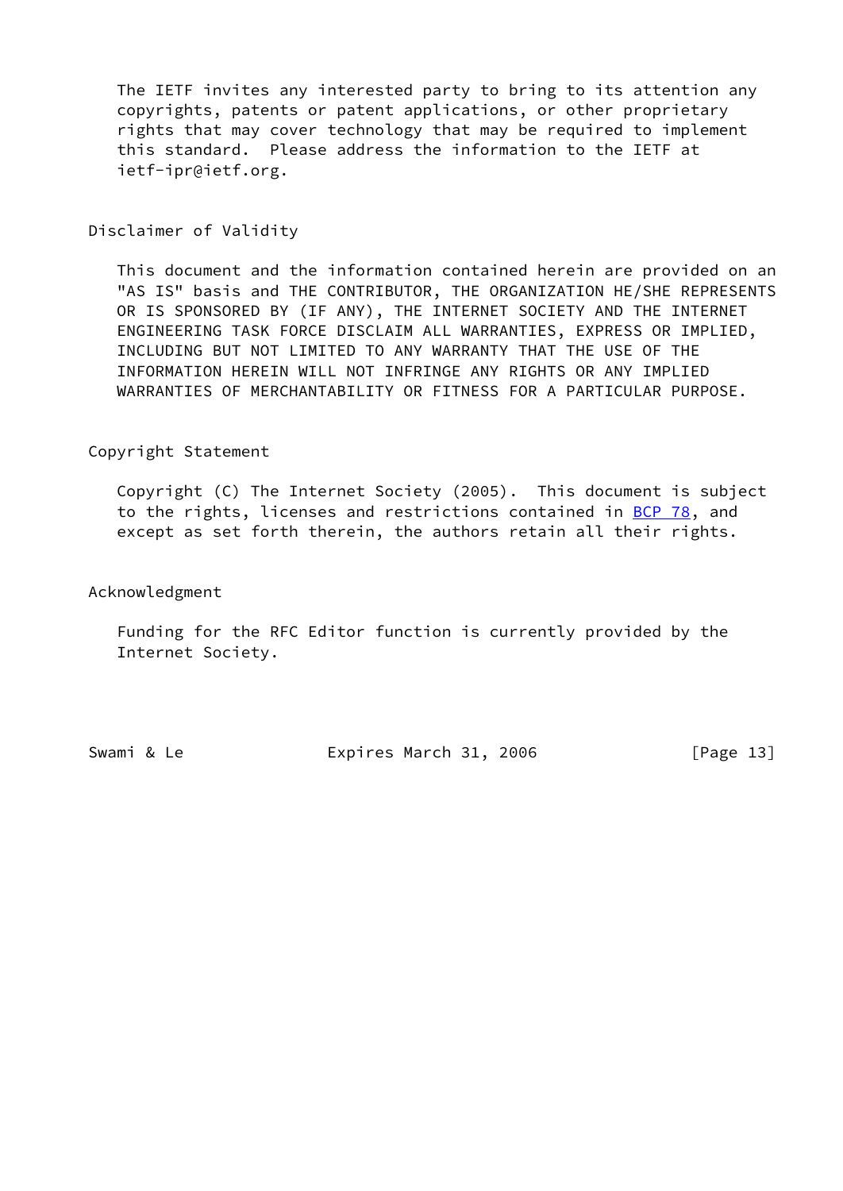The IETF invites any interested party to bring to its attention any copyrights, patents or patent applications, or other proprietary rights that may cover technology that may be required to implement this standard. Please address the information to the IETF at ietf-ipr@ietf.org.

## Disclaimer of Validity

This document and the information contained herein are provided on an "AS IS" basis and THE CONTRIBUTOR, THE ORGANIZATION HE/SHE REPRESENTS OR IS SPONSORED BY (IF ANY), THE INTERNET SOCIETY AND THE INTERNET ENGINEERING TASK FORCE DISCLAIM ALL WARRANTIES, EXPRESS OR IMPLIED, INCLUDING BUT NOT LIMITED TO ANY WARRANTY THAT THE USE OF THE INFORMATION HEREIN WILL NOT INFRINGE ANY RIGHTS OR ANY IMPLIED WARRANTIES OF MERCHANTABILITY OR FITNESS FOR A PARTICULAR PURPOSE.

## Copyright Statement

Copyright (C) The Internet Society (2005). This document is subject to the rights, licenses and restrictions contained in BCP 78, and except as set forth therein, the authors retain all their rights.

## Acknowledgment

Funding for the RFC Editor function is currently provided by the Internet Society.